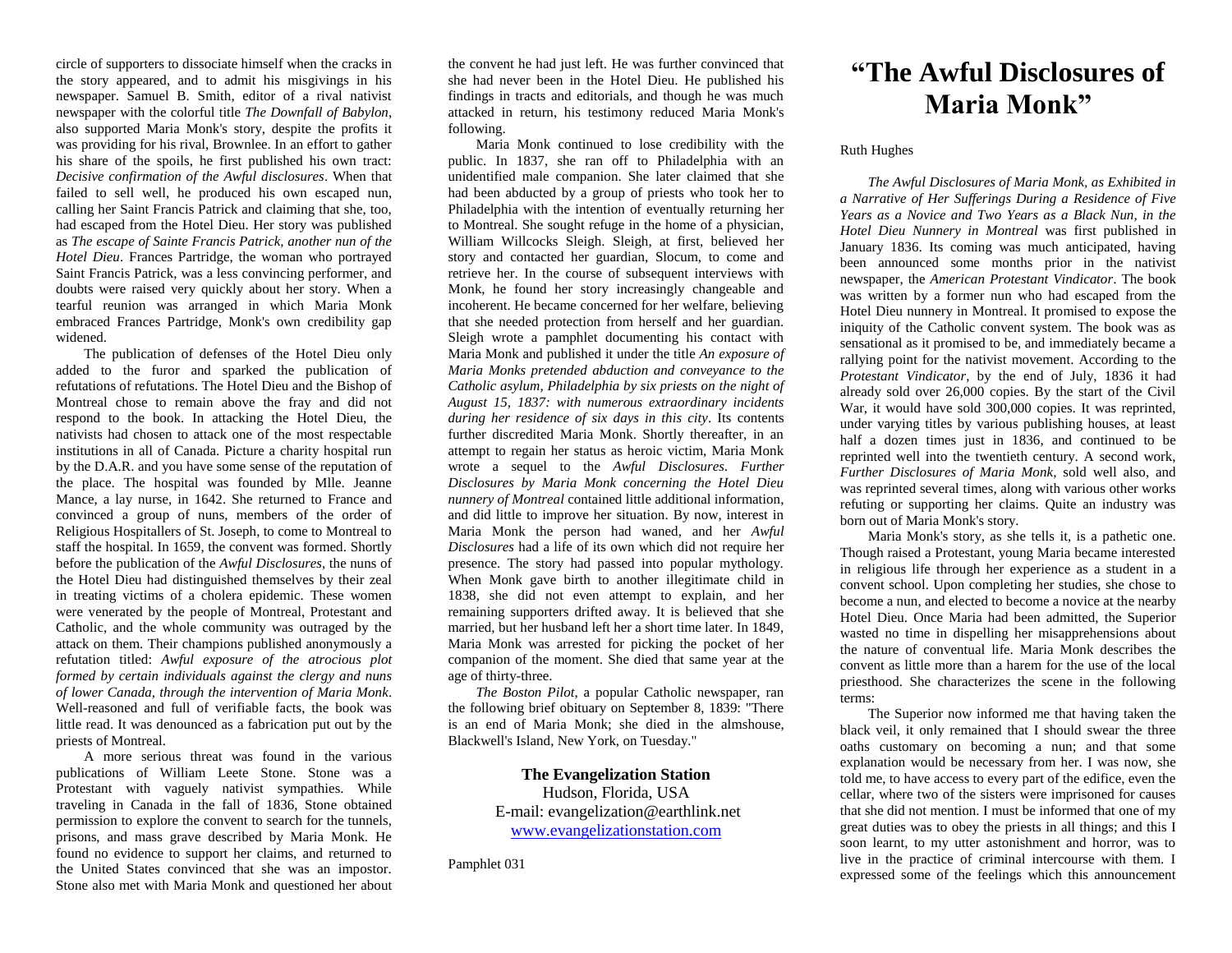# "The Awful Disclosures of Maria Monk"

Ruth Hughes

*The Awful Disclosures of Maria Monk, as Exhibited in a Narrative of Her Sufferings During a Residence of Five Years as a Novice and Two Years as a Black Nun, in the Hotel Dieu Nunnery in Montreal* was first published in January 1836. Its coming was much anticipated, having been announced some months prior in the nativist newspaper, the *American Protestant Vindicator*. The book was written by a former nun who had escaped from the Hotel Dieu nunnery in Montreal. It promised to expose the iniquity of the Catholic convent system. The book was as sensational as it promised to be, and immediately became a rallying point for the nativist movement. According to the *Protestant Vindicator*, by the end of July, 1836 it had already sold over 26,000 copies. By the start of the Civil War, it would have sold 300,000 copies. It was reprinted, under varying titles by various publishing houses, at least half a dozen times just in 1836, and continued to be reprinted well into the twentieth century. A second work, *Further Disclosures of Maria Monk*, sold well also, and was reprinted several times, along with various other works refuting or supporting her claims. Quite an industry was born out of Maria Monk's story.

Maria Monk's story, as she tells it, is a pathetic one. Though raised a Protestant, young Maria became interested in religious life through her experience as a student in a convent school. Upon completing her studies, she chose to become a nun, and elected to become a novice at the nearby Hotel Dieu. Once Maria had been admitted, the Superior wasted no time in dispelling her misapprehensions about the nature of conventual life. Maria Monk describes the convent as little more than a harem for the use of the local priesthood. She characterizes the scene in the following terms:

The Superior now informed me that having taken the black veil, it only remained that I should swear the three oaths customary on becoming a nun; and that some explanation would be necessary from her. I was now, she told me, to have access to every part of the edifice, even the cellar, where two of the sisters were imprisoned for causes that she did not mention. I must be informed that one of my great duties was to obey the priests in all things; and this I soon learnt, to my utter astonishment and horror, was to live in the practice of criminal intercourse with them. I expressed some of the feelings which this announcement

circle of supporters to dissociate himself when the cracks in the story appeared, and to admit his misgivings in his newspaper. Samuel B. Smith, editor of a rival nativist newspaper with the colorful title *The Downfall of Babylon*, also supported Maria Monk's story, despite the profits it was providing for his rival, Brownlee. In an effort to gather his share of the spoils, he first published his own tract: *Decisive confirmation of the Awful disclosures*. When that failed to sell well, he produced his own escaped nun, calling her Saint Francis Patrick and claiming that she, too, had escaped from the Hotel Dieu. Her story was published as *The escape of Sainte Francis Patrick, another nun of the Hotel Dieu*. Frances Partridge, the woman who portrayed Saint Francis Patrick, was a less convincing performer, and doubts were raised very quickly about her story. When a tearful reunion was arranged in which Maria Monk embraced Frances Partridge, Monk's own credibility gap widened.

The publication of defenses of the Hotel Dieu only added to the furor and sparked the publication of refutations of refutations. The Hotel Dieu and the Bishop of Montreal chose to remain above the fray and did not respond to the book. In attacking the Hotel Dieu, the nativists had chosen to attack one of the most respectable institutions in all of Canada. Picture a charity hospital run by the D.A.R. and you have some sense of the reputation of the place. The hospital was founded by Mlle. Jeanne Mance, a lay nurse, in 1642. She returned to France and convinced a group of nuns, members of the order of Religious Hospitallers of St. Joseph, to come to Montreal to staff the hospital. In 1659, the convent was formed. Shortly before the publication of the *Awful Disclosures*, the nuns of the Hotel Dieu had distinguished themselves by their zeal in treating victims of a cholera epidemic. These women were venerated by the people of Montreal, Protestant and Catholic, and the whole community was outraged by the attack on them. Their champions published anonymously a refutation titled: *Awful exposure of the atrocious plot formed by certain individuals against the clergy and nuns of lower Canada, through the intervention of Maria Monk*. Well-reasoned and full of verifiable facts, the book was little read. It was denounced as a fabrication put out by the priests of Montreal.

A more serious threat was found in the various publications of William Leete Stone. Stone was a Protestant with vaguely nativist sympathies. While traveling in Canada in the fall of 1836, Stone obtained permission to explore the convent to search for the tunnels, prisons, and mass grave described by Maria Monk. He found no evidence to support her claims, and returned to the United States convinced that she was an impostor. Stone also met with Maria Monk and questioned her about the convent he had just left. He was further convinced that she had never been in the Hotel Dieu. He published his findings in tracts and editorials, and though he was much attacked in return, his testimony reduced Maria Monk's following.

Maria Monk continued to lose credibility with the public. In 1837, she ran off to Philadelphia with an unidentified male companion. She later claimed that she had been abducted by a group of priests who took her to Philadelphia with the intention of eventually returning her to Montreal. She sought refuge in the home of a physician, William Willcocks Sleigh. Sleigh, at first, believed her story and contacted her guardian, Slocum, to come and retrieve her. In the course of subsequent interviews with Monk, he found her story increasingly changeable and incoherent. He became concerned for her welfare, believing that she needed protection from herself and her guardian. Sleigh wrote a pamphlet documenting his contact with Maria Monk and published it under the title *An exposure of Maria Monks pretended abduction and conveyance to the Catholic asylum, Philadelphia by six priests on the night of August 15, 1837: with numerous extraordinary incidents during her residence of six days in this city*. Its contents further discredited Maria Monk. Shortly thereafter, in an attempt to regain her status as heroic victim, Maria Monk wrote a sequel to the *Awful Disclosures*. *Further Disclosures by Maria Monk concerning the Hotel Dieu nunnery of Montreal* contained little additional information, and did little to improve her situation. By now, interest in Maria Monk the person had waned, and her *Awful Disclosures* had a life of its own which did not require her presence. The story had passed into popular mythology. When Monk gave birth to another illegitimate child in 1838, she did not even attempt to explain, and her remaining supporters drifted away. It is believed that she married, but her husband left her a short time later. In 1849, Maria Monk was arrested for picking the pocket of her companion of the moment. She died that same year at the age of thirty-three.

*The Boston Pilot*, a popular Catholic newspaper, ran the following brief obituary on September 8, 1839: "There is an end of Maria Monk; she died in the almshouse, Blackwell's Island, New York, on Tuesday."

**The Evangelization Station**
Hudson, Florida, USA
E-mail: evangelization@earthlink.net
www.evangelizationstation.com

Pamphlet 031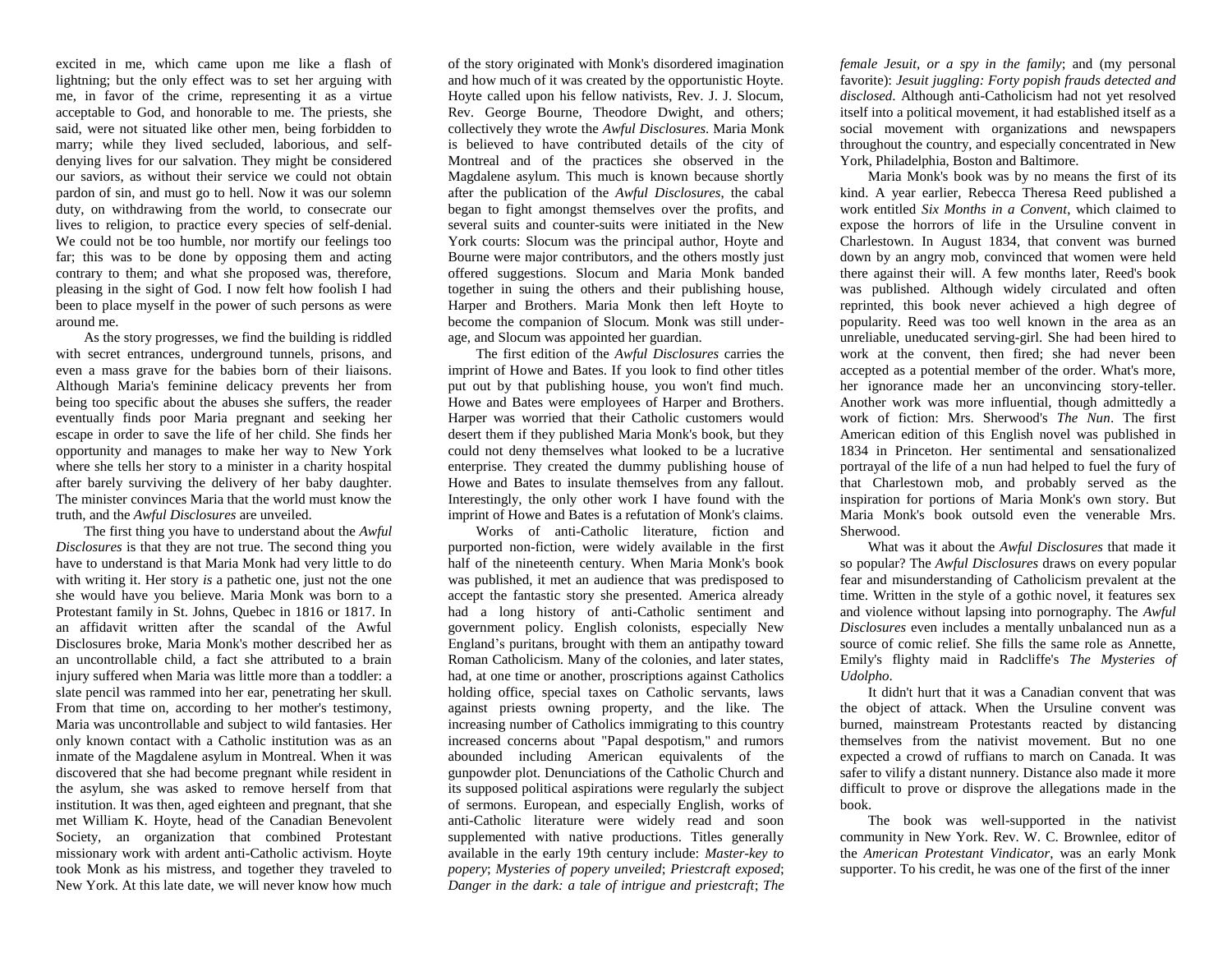excited in me, which came upon me like a flash of lightning; but the only effect was to set her arguing with me, in favor of the crime, representing it as a virtue acceptable to God, and honorable to me. The priests, she said, were not situated like other men, being forbidden to marry; while they lived secluded, laborious, and self-denying lives for our salvation. They might be considered our saviors, as without their service we could not obtain pardon of sin, and must go to hell. Now it was our solemn duty, on withdrawing from the world, to consecrate our lives to religion, to practice every species of self-denial. We could not be too humble, nor mortify our feelings too far; this was to be done by opposing them and acting contrary to them; and what she proposed was, therefore, pleasing in the sight of God. I now felt how foolish I had been to place myself in the power of such persons as were around me.

As the story progresses, we find the building is riddled with secret entrances, underground tunnels, prisons, and even a mass grave for the babies born of their liaisons. Although Maria's feminine delicacy prevents her from being too specific about the abuses she suffers, the reader eventually finds poor Maria pregnant and seeking her escape in order to save the life of her child. She finds her opportunity and manages to make her way to New York where she tells her story to a minister in a charity hospital after barely surviving the delivery of her baby daughter. The minister convinces Maria that the world must know the truth, and the *Awful Disclosures* are unveiled.

The first thing you have to understand about the *Awful Disclosures* is that they are not true. The second thing you have to understand is that Maria Monk had very little to do with writing it. Her story *is* a pathetic one, just not the one she would have you believe. Maria Monk was born to a Protestant family in St. Johns, Quebec in 1816 or 1817. In an affidavit written after the scandal of the Awful Disclosures broke, Maria Monk's mother described her as an uncontrollable child, a fact she attributed to a brain injury suffered when Maria was little more than a toddler: a slate pencil was rammed into her ear, penetrating her skull. From that time on, according to her mother's testimony, Maria was uncontrollable and subject to wild fantasies. Her only known contact with a Catholic institution was as an inmate of the Magdalene asylum in Montreal. When it was discovered that she had become pregnant while resident in the asylum, she was asked to remove herself from that institution. It was then, aged eighteen and pregnant, that she met William K. Hoyte, head of the Canadian Benevolent Society, an organization that combined Protestant missionary work with ardent anti-Catholic activism. Hoyte took Monk as his mistress, and together they traveled to New York. At this late date, we will never know how much of the story originated with Monk's disordered imagination and how much of it was created by the opportunistic Hoyte. Hoyte called upon his fellow nativists, Rev. J. J. Slocum, Rev. George Bourne, Theodore Dwight, and others; collectively they wrote the *Awful Disclosures*. Maria Monk is believed to have contributed details of the city of Montreal and of the practices she observed in the Magdalene asylum. This much is known because shortly after the publication of the *Awful Disclosures*, the cabal began to fight amongst themselves over the profits, and several suits and counter-suits were initiated in the New York courts: Slocum was the principal author, Hoyte and Bourne were major contributors, and the others mostly just offered suggestions. Slocum and Maria Monk banded together in suing the others and their publishing house, Harper and Brothers. Maria Monk then left Hoyte to become the companion of Slocum. Monk was still under-age, and Slocum was appointed her guardian.

The first edition of the *Awful Disclosures* carries the imprint of Howe and Bates. If you look to find other titles put out by that publishing house, you won't find much. Howe and Bates were employees of Harper and Brothers. Harper was worried that their Catholic customers would desert them if they published Maria Monk's book, but they could not deny themselves what looked to be a lucrative enterprise. They created the dummy publishing house of Howe and Bates to insulate themselves from any fallout. Interestingly, the only other work I have found with the imprint of Howe and Bates is a refutation of Monk's claims.

Works of anti-Catholic literature, fiction and purported non-fiction, were widely available in the first half of the nineteenth century. When Maria Monk's book was published, it met an audience that was predisposed to accept the fantastic story she presented. America already had a long history of anti-Catholic sentiment and government policy. English colonists, especially New England's puritans, brought with them an antipathy toward Roman Catholicism. Many of the colonies, and later states, had, at one time or another, proscriptions against Catholics holding office, special taxes on Catholic servants, laws against priests owning property, and the like. The increasing number of Catholics immigrating to this country increased concerns about "Papal despotism," and rumors abounded including American equivalents of the gunpowder plot. Denunciations of the Catholic Church and its supposed political aspirations were regularly the subject of sermons. European, and especially English, works of anti-Catholic literature were widely read and soon supplemented with native productions. Titles generally available in the early 19th century include: *Master-key to popery*; *Mysteries of popery unveiled*; *Priestcraft exposed*; *Danger in the dark: a tale of intrigue and priestcraft*; *The female Jesuit, or a spy in the family*; and (my personal favorite): *Jesuit juggling: Forty popish frauds detected and disclosed*. Although anti-Catholicism had not yet resolved itself into a political movement, it had established itself as a social movement with organizations and newspapers throughout the country, and especially concentrated in New York, Philadelphia, Boston and Baltimore.

Maria Monk's book was by no means the first of its kind. A year earlier, Rebecca Theresa Reed published a work entitled *Six Months in a Convent*, which claimed to expose the horrors of life in the Ursuline convent in Charlestown. In August 1834, that convent was burned down by an angry mob, convinced that women were held there against their will. A few months later, Reed's book was published. Although widely circulated and often reprinted, this book never achieved a high degree of popularity. Reed was too well known in the area as an unreliable, uneducated serving-girl. She had been hired to work at the convent, then fired; she had never been accepted as a potential member of the order. What's more, her ignorance made her an unconvincing story-teller. Another work was more influential, though admittedly a work of fiction: Mrs. Sherwood's *The Nun*. The first American edition of this English novel was published in 1834 in Princeton. Her sentimental and sensationalized portrayal of the life of a nun had helped to fuel the fury of that Charlestown mob, and probably served as the inspiration for portions of Maria Monk's own story. But Maria Monk's book outsold even the venerable Mrs. Sherwood.

What was it about the *Awful Disclosures* that made it so popular? The *Awful Disclosures* draws on every popular fear and misunderstanding of Catholicism prevalent at the time. Written in the style of a gothic novel, it features sex and violence without lapsing into pornography. The *Awful Disclosures* even includes a mentally unbalanced nun as a source of comic relief. She fills the same role as Annette, Emily's flighty maid in Radcliffe's *The Mysteries of Udolpho*.

It didn't hurt that it was a Canadian convent that was the object of attack. When the Ursuline convent was burned, mainstream Protestants reacted by distancing themselves from the nativist movement. But no one expected a crowd of ruffians to march on Canada. It was safer to vilify a distant nunnery. Distance also made it more difficult to prove or disprove the allegations made in the book.

The book was well-supported in the nativist community in New York. Rev. W. C. Brownlee, editor of the *American Protestant Vindicator*, was an early Monk supporter. To his credit, he was one of the first of the inner